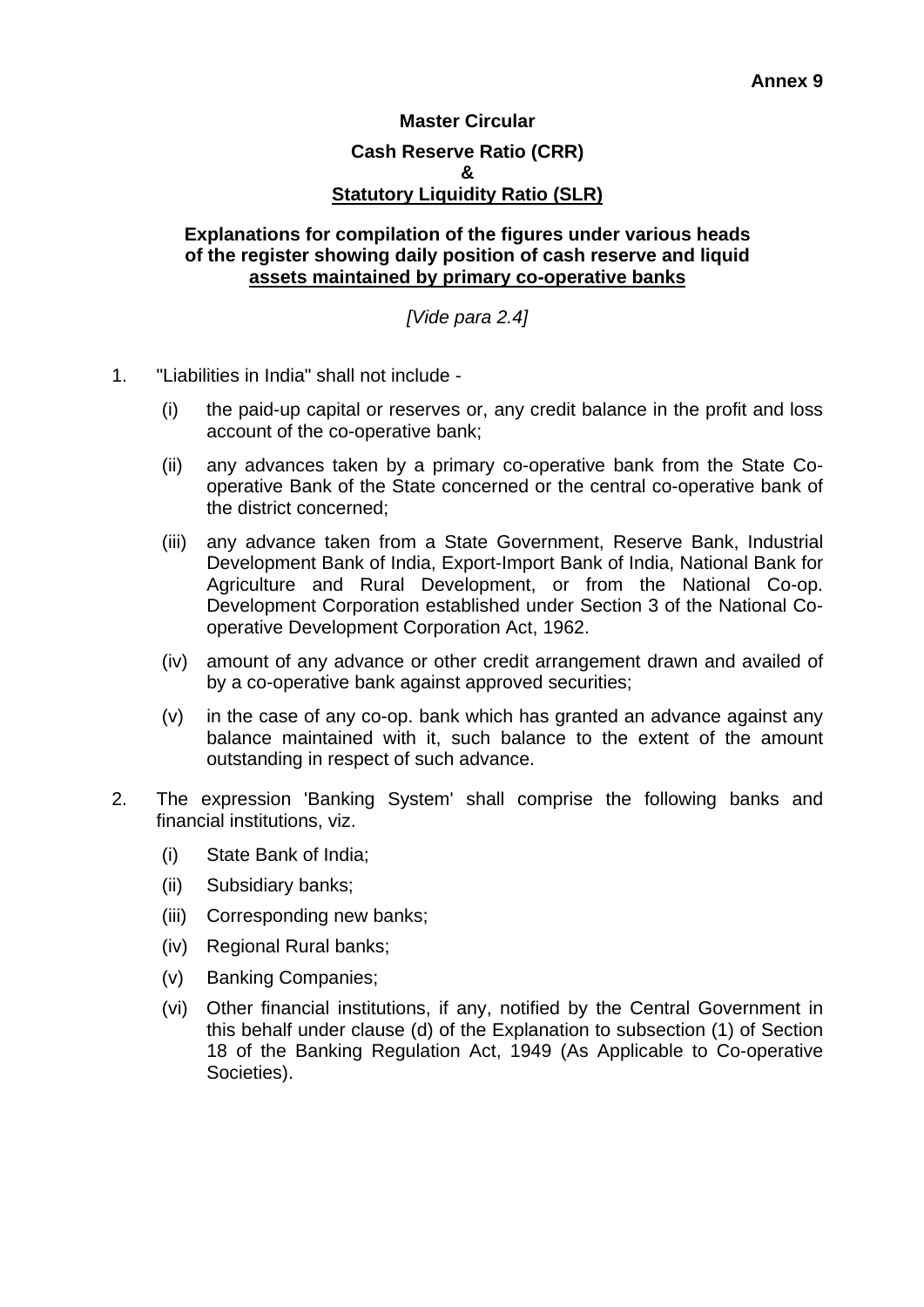**Annex 9**

**Master Circular**

**Cash Reserve Ratio (CRR)**
**&**
**Statutory Liquidity Ratio (SLR)**

**Explanations for compilation of the figures under various heads of the register showing daily position of cash reserve and liquid assets maintained by primary co-operative banks**

*[Vide para 2.4]*

1. "Liabilities in India" shall not include -

   (i) the paid-up capital or reserves or, any credit balance in the profit and loss account of the co-operative bank;

   (ii) any advances taken by a primary co-operative bank from the State Co-operative Bank of the State concerned or the central co-operative bank of the district concerned;

   (iii) any advance taken from a State Government, Reserve Bank, Industrial Development Bank of India, Export-Import Bank of India, National Bank for Agriculture and Rural Development, or from the National Co-op. Development Corporation established under Section 3 of the National Co-operative Development Corporation Act, 1962.

   (iv) amount of any advance or other credit arrangement drawn and availed of by a co-operative bank against approved securities;

   (v) in the case of any co-op. bank which has granted an advance against any balance maintained with it, such balance to the extent of the amount outstanding in respect of such advance.

2. The expression 'Banking System' shall comprise the following banks and financial institutions, viz.

   (i) State Bank of India;

   (ii) Subsidiary banks;

   (iii) Corresponding new banks;

   (iv) Regional Rural banks;

   (v) Banking Companies;

   (vi) Other financial institutions, if any, notified by the Central Government in this behalf under clause (d) of the Explanation to subsection (1) of Section 18 of the Banking Regulation Act, 1949 (As Applicable to Co-operative Societies).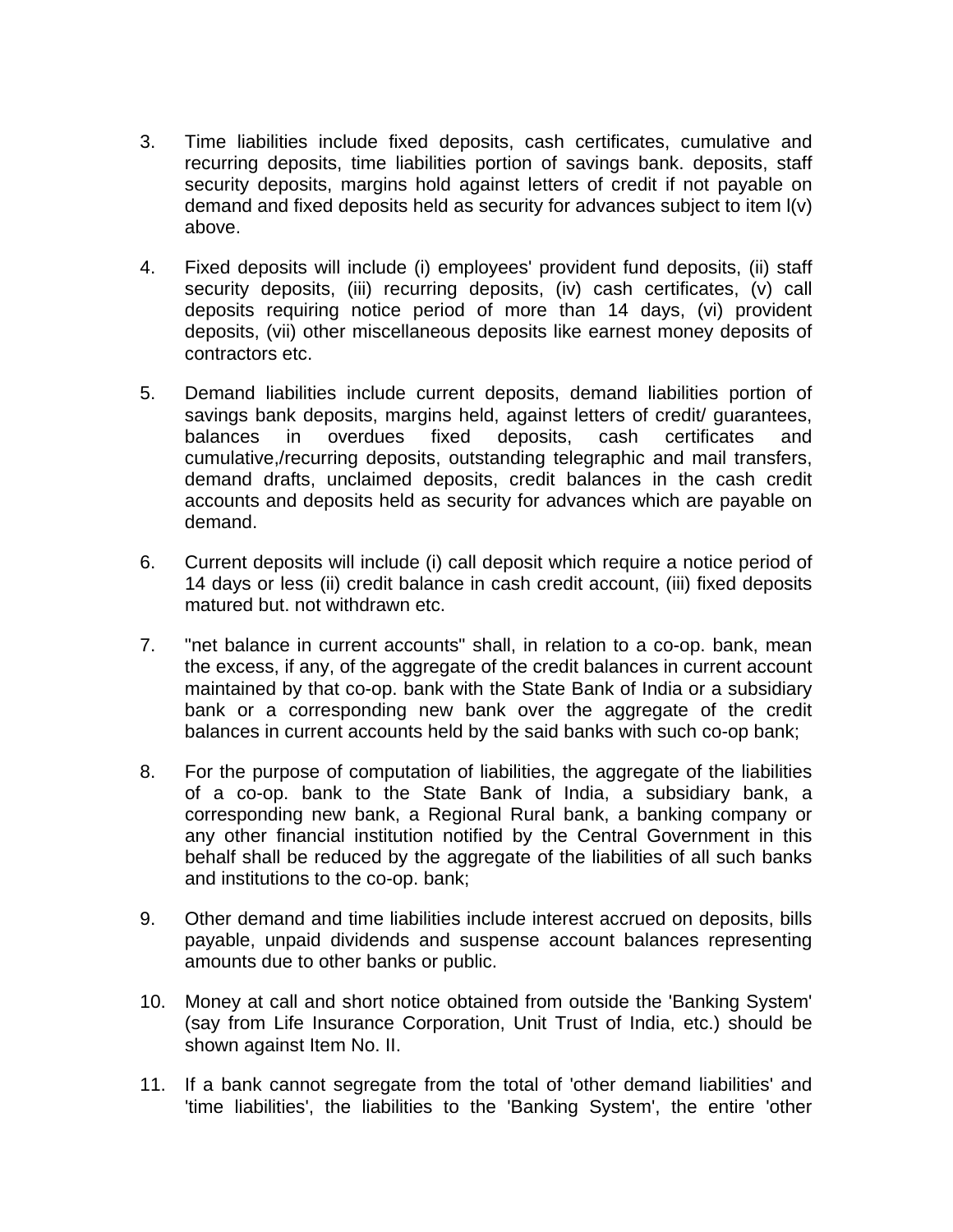3. Time liabilities include fixed deposits, cash certificates, cumulative and recurring deposits, time liabilities portion of savings bank. deposits, staff security deposits, margins hold against letters of credit if not payable on demand and fixed deposits held as security for advances subject to item l(v) above.

4. Fixed deposits will include (i) employees' provident fund deposits, (ii) staff security deposits, (iii) recurring deposits, (iv) cash certificates, (v) call deposits requiring notice period of more than 14 days, (vi) provident deposits, (vii) other miscellaneous deposits like earnest money deposits of contractors etc.

5. Demand liabilities include current deposits, demand liabilities portion of savings bank deposits, margins held, against letters of credit/ guarantees, balances in overdues fixed deposits, cash certificates and cumulative,/recurring deposits, outstanding telegraphic and mail transfers, demand drafts, unclaimed deposits, credit balances in the cash credit accounts and deposits held as security for advances which are payable on demand.

6. Current deposits will include (i) call deposit which require a notice period of 14 days or less (ii) credit balance in cash credit account, (iii) fixed deposits matured but. not withdrawn etc.

7. "net balance in current accounts" shall, in relation to a co-op. bank, mean the excess, if any, of the aggregate of the credit balances in current account maintained by that co-op. bank with the State Bank of India or a subsidiary bank or a corresponding new bank over the aggregate of the credit balances in current accounts held by the said banks with such co-op bank;

8. For the purpose of computation of liabilities, the aggregate of the liabilities of a co-op. bank to the State Bank of India, a subsidiary bank, a corresponding new bank, a Regional Rural bank, a banking company or any other financial institution notified by the Central Government in this behalf shall be reduced by the aggregate of the liabilities of all such banks and institutions to the co-op. bank;

9. Other demand and time liabilities include interest accrued on deposits, bills payable, unpaid dividends and suspense account balances representing amounts due to other banks or public.

10. Money at call and short notice obtained from outside the 'Banking System' (say from Life Insurance Corporation, Unit Trust of India, etc.) should be shown against Item No. II.

11. If a bank cannot segregate from the total of 'other demand liabilities' and 'time liabilities', the liabilities to the 'Banking System', the entire 'other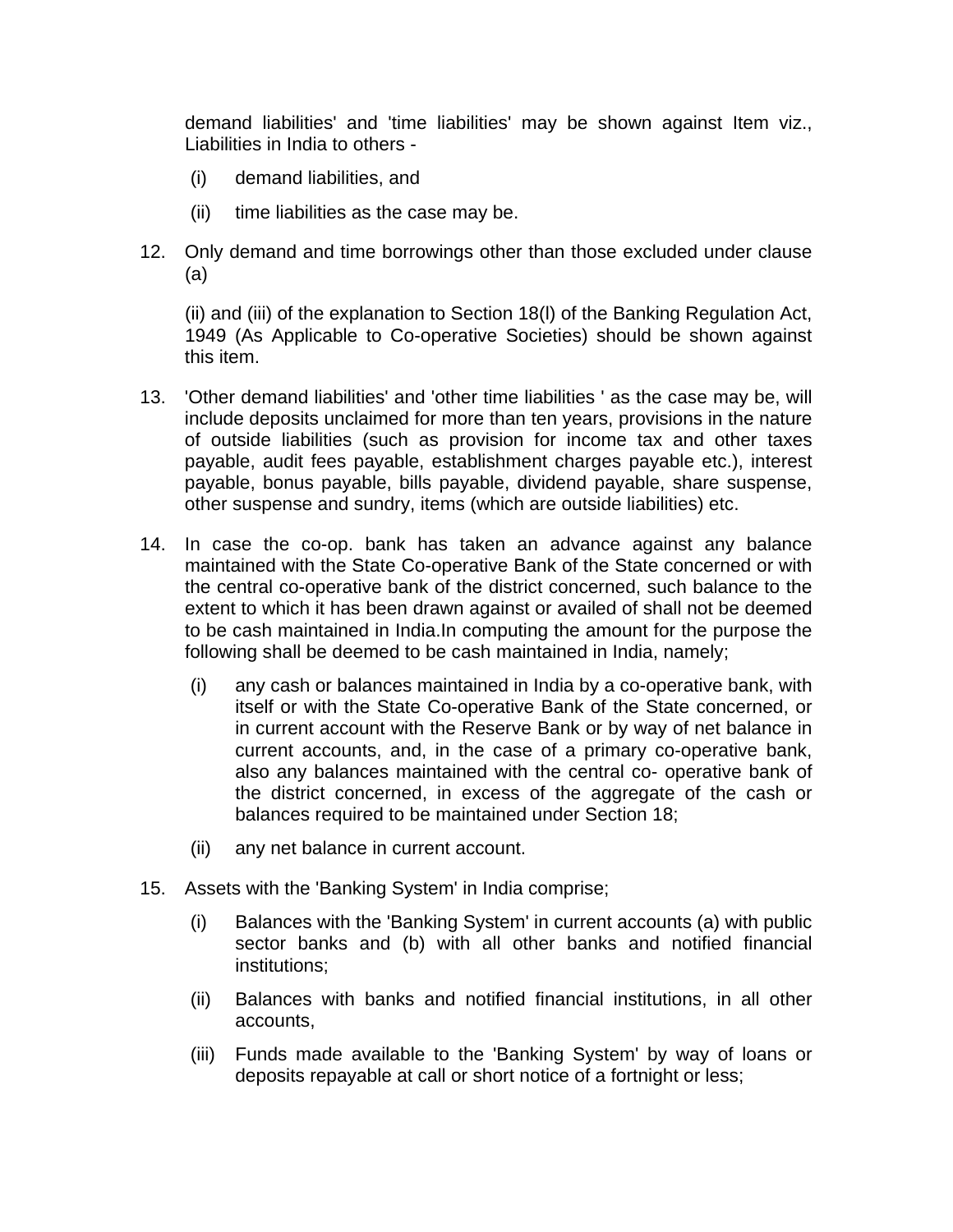demand liabilities' and 'time liabilities' may be shown against Item viz., Liabilities in India to others -

(i) demand liabilities, and

(ii) time liabilities as the case may be.

12. Only demand and time borrowings other than those excluded under clause (a)

    (ii) and (iii) of the explanation to Section 18(l) of the Banking Regulation Act, 1949 (As Applicable to Co-operative Societies) should be shown against this item.

13. 'Other demand liabilities' and 'other time liabilities ' as the case may be, will include deposits unclaimed for more than ten years, provisions in the nature of outside liabilities (such as provision for income tax and other taxes payable, audit fees payable, establishment charges payable etc.), interest payable, bonus payable, bills payable, dividend payable, share suspense, other suspense and sundry, items (which are outside liabilities) etc.

14. In case the co-op. bank has taken an advance against any balance maintained with the State Co-operative Bank of the State concerned or with the central co-operative bank of the district concerned, such balance to the extent to which it has been drawn against or availed of shall not be deemed to be cash maintained in India.In computing the amount for the purpose the following shall be deemed to be cash maintained in India, namely;

    (i) any cash or balances maintained in India by a co-operative bank, with itself or with the State Co-operative Bank of the State concerned, or in current account with the Reserve Bank or by way of net balance in current accounts, and, in the case of a primary co-operative bank, also any balances maintained with the central co- operative bank of the district concerned, in excess of the aggregate of the cash or balances required to be maintained under Section 18;

    (ii) any net balance in current account.

15. Assets with the 'Banking System' in India comprise;

    (i) Balances with the 'Banking System' in current accounts (a) with public sector banks and (b) with all other banks and notified financial institutions;

    (ii) Balances with banks and notified financial institutions, in all other accounts,

    (iii) Funds made available to the 'Banking System' by way of loans or deposits repayable at call or short notice of a fortnight or less;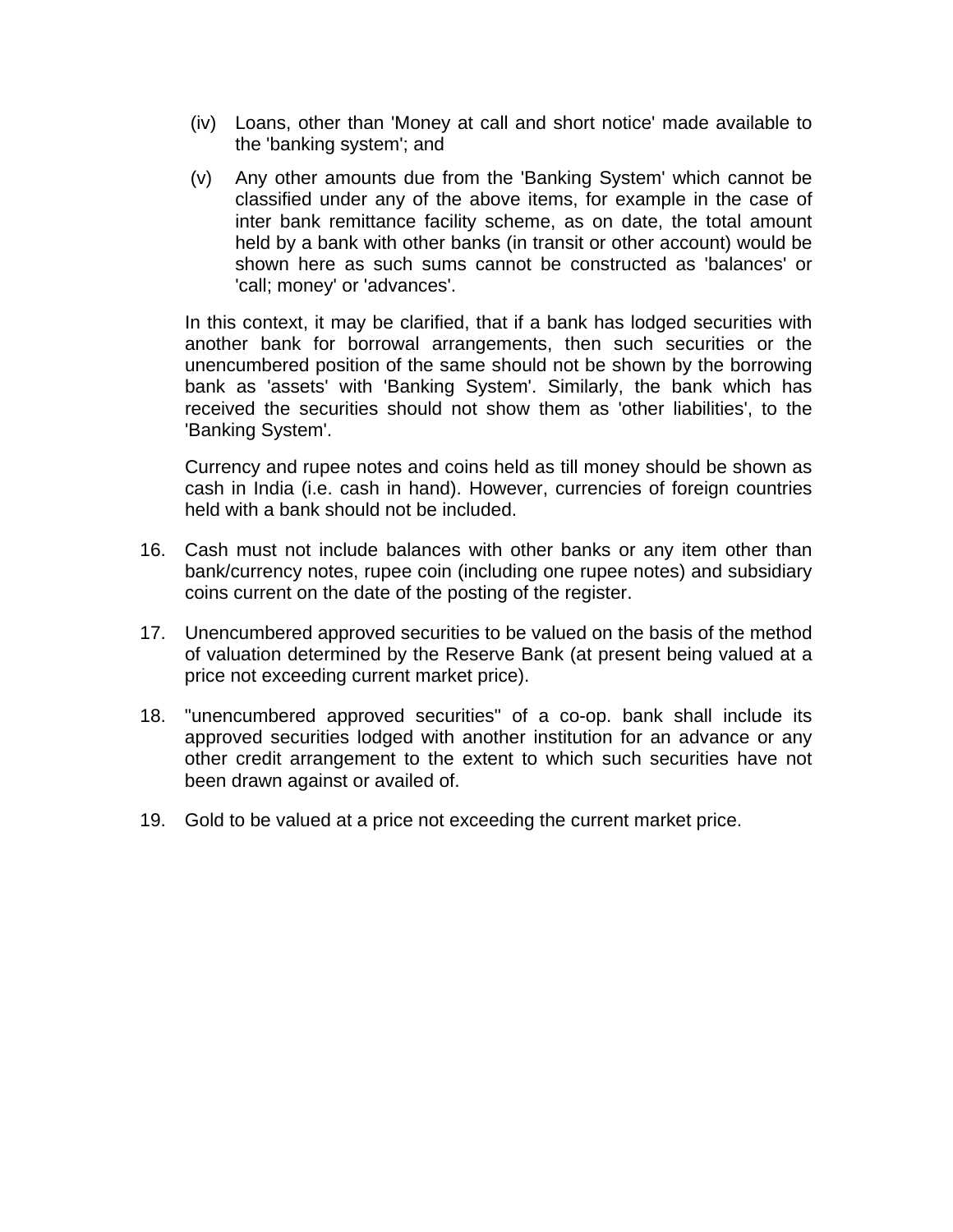(iv) Loans, other than 'Money at call and short notice' made available to the 'banking system'; and

(v) Any other amounts due from the 'Banking System' which cannot be classified under any of the above items, for example in the case of inter bank remittance facility scheme, as on date, the total amount held by a bank with other banks (in transit or other account) would be shown here as such sums cannot be constructed as 'balances' or 'call; money' or 'advances'.

In this context, it may be clarified, that if a bank has lodged securities with another bank for borrowal arrangements, then such securities or the unencumbered position of the same should not be shown by the borrowing bank as 'assets' with 'Banking System'. Similarly, the bank which has received the securities should not show them as 'other liabilities', to the 'Banking System'.

Currency and rupee notes and coins held as till money should be shown as cash in India (i.e. cash in hand). However, currencies of foreign countries held with a bank should not be included.

16. Cash must not include balances with other banks or any item other than bank/currency notes, rupee coin (including one rupee notes) and subsidiary coins current on the date of the posting of the register.

17. Unencumbered approved securities to be valued on the basis of the method of valuation determined by the Reserve Bank (at present being valued at a price not exceeding current market price).

18. "unencumbered approved securities" of a co-op. bank shall include its approved securities lodged with another institution for an advance or any other credit arrangement to the extent to which such securities have not been drawn against or availed of.

19. Gold to be valued at a price not exceeding the current market price.